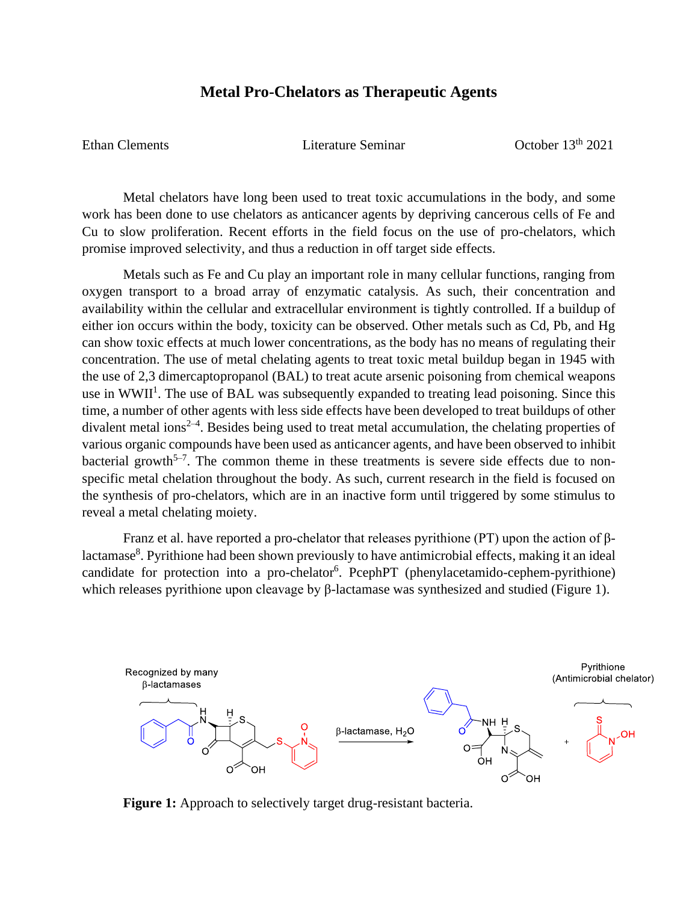# Metal Pro-Chelators as Therapeutic Agents

Ethan Clements — Literature Seminar — October 13th 2021

Metal chelators have long been used to treat toxic accumulations in the body, and some work has been done to use chelators as anticancer agents by depriving cancerous cells of Fe and Cu to slow proliferation. Recent efforts in the field focus on the use of pro-chelators, which promise improved selectivity, and thus a reduction in off target side effects.

Metals such as Fe and Cu play an important role in many cellular functions, ranging from oxygen transport to a broad array of enzymatic catalysis. As such, their concentration and availability within the cellular and extracellular environment is tightly controlled. If a buildup of either ion occurs within the body, toxicity can be observed. Other metals such as Cd, Pb, and Hg can show toxic effects at much lower concentrations, as the body has no means of regulating their concentration. The use of metal chelating agents to treat toxic metal buildup began in 1945 with the use of 2,3 dimercaptopropanol (BAL) to treat acute arsenic poisoning from chemical weapons use in WWII[1]. The use of BAL was subsequently expanded to treating lead poisoning. Since this time, a number of other agents with less side effects have been developed to treat buildups of other divalent metal ions[2–4]. Besides being used to treat metal accumulation, the chelating properties of various organic compounds have been used as anticancer agents, and have been observed to inhibit bacterial growth[5–7]. The common theme in these treatments is severe side effects due to non-specific metal chelation throughout the body. As such, current research in the field is focused on the synthesis of pro-chelators, which are in an inactive form until triggered by some stimulus to reveal a metal chelating moiety.

Franz et al. have reported a pro-chelator that releases pyrithione (PT) upon the action of β-lactamase[8]. Pyrithione had been shown previously to have antimicrobial effects, making it an ideal candidate for protection into a pro-chelator[6]. PcephPT (phenylacetamido-cephem-pyrithione) which releases pyrithione upon cleavage by β-lactamase was synthesized and studied (Figure 1).

Recognized by many β-lactamases — β-lactamase, $H_2O$ → + Pyrithione (Antimicrobial chelator)

**Figure 1:** Approach to selectively target drug-resistant bacteria.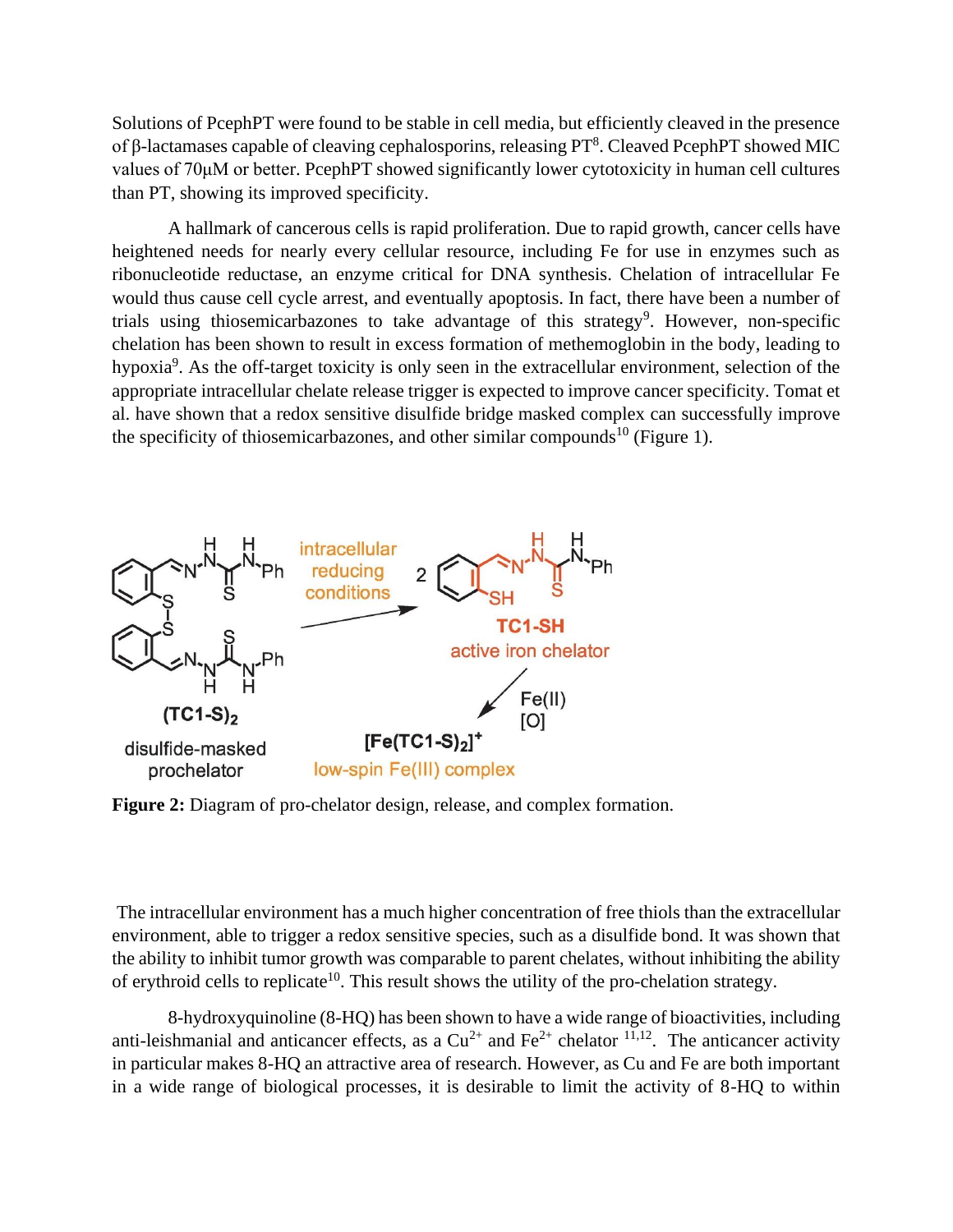Solutions of PcephPT were found to be stable in cell media, but efficiently cleaved in the presence of β-lactamases capable of cleaving cephalosporins, releasing PT[8]. Cleaved PcephPT showed MIC values of 70μM or better. PcephPT showed significantly lower cytotoxicity in human cell cultures than PT, showing its improved specificity.

A hallmark of cancerous cells is rapid proliferation. Due to rapid growth, cancer cells have heightened needs for nearly every cellular resource, including Fe for use in enzymes such as ribonucleotide reductase, an enzyme critical for DNA synthesis. Chelation of intracellular Fe would thus cause cell cycle arrest, and eventually apoptosis. In fact, there have been a number of trials using thiosemicarbazones to take advantage of this strategy[9]. However, non-specific chelation has been shown to result in excess formation of methemoglobin in the body, leading to hypoxia[9]. As the off-target toxicity is only seen in the extracellular environment, selection of the appropriate intracellular chelate release trigger is expected to improve cancer specificity. Tomat et al. have shown that a redox sensitive disulfide bridge masked complex can successfully improve the specificity of thiosemicarbazones, and other similar compounds[10] (Figure 1).

**Figure 2:** Diagram of pro-chelator design, release, and complex formation.

The intracellular environment has a much higher concentration of free thiols than the extracellular environment, able to trigger a redox sensitive species, such as a disulfide bond. It was shown that the ability to inhibit tumor growth was comparable to parent chelates, without inhibiting the ability of erythroid cells to replicate[10]. This result shows the utility of the pro-chelation strategy.

8-hydroxyquinoline (8-HQ) has been shown to have a wide range of bioactivities, including anti-leishmanial and anticancer effects, as a $Cu^{2+}$ and $Fe^{2+}$ chelator [11,12]. The anticancer activity in particular makes 8-HQ an attractive area of research. However, as Cu and Fe are both important in a wide range of biological processes, it is desirable to limit the activity of 8-HQ to within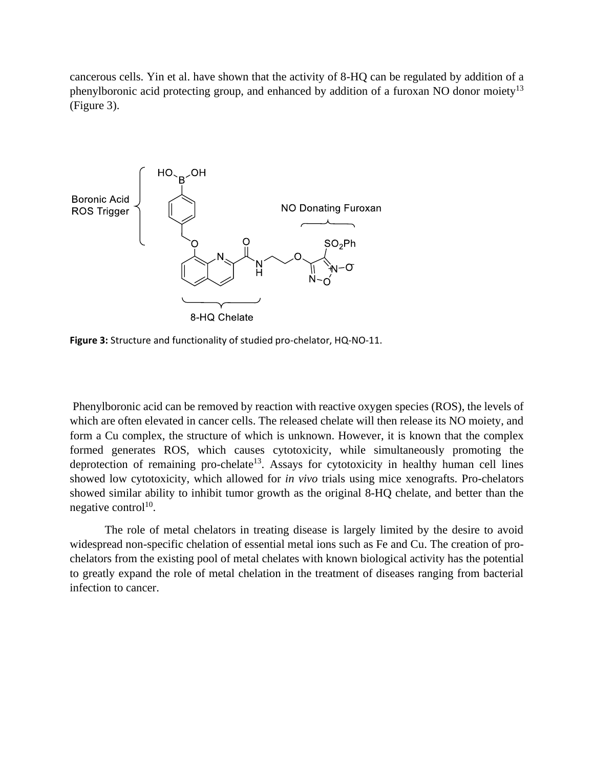cancerous cells. Yin et al. have shown that the activity of 8-HQ can be regulated by addition of a phenylboronic acid protecting group, and enhanced by addition of a furoxan NO donor moiety[13] (Figure 3).

**Figure 3:** Structure and functionality of studied pro-chelator, HQ-NO-11.

Phenylboronic acid can be removed by reaction with reactive oxygen species (ROS), the levels of which are often elevated in cancer cells. The released chelate will then release its NO moiety, and form a Cu complex, the structure of which is unknown. However, it is known that the complex formed generates ROS, which causes cytotoxicity, while simultaneously promoting the deprotection of remaining pro-chelate[13]. Assays for cytotoxicity in healthy human cell lines showed low cytotoxicity, which allowed for *in vivo* trials using mice xenografts. Pro-chelators showed similar ability to inhibit tumor growth as the original 8-HQ chelate, and better than the negative control[10].

The role of metal chelators in treating disease is largely limited by the desire to avoid widespread non-specific chelation of essential metal ions such as Fe and Cu. The creation of pro-chelators from the existing pool of metal chelates with known biological activity has the potential to greatly expand the role of metal chelation in the treatment of diseases ranging from bacterial infection to cancer.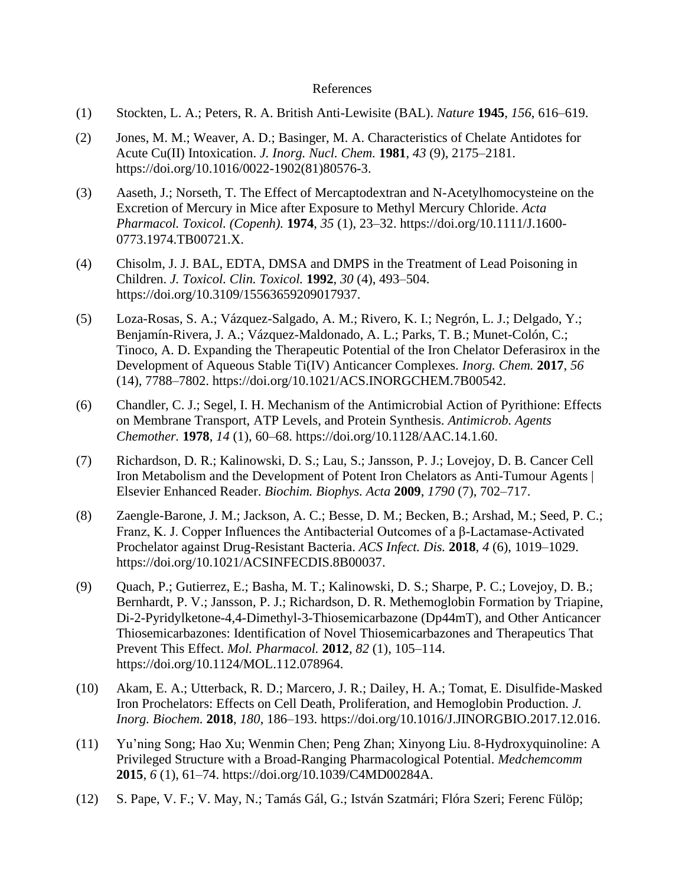References

(1) Stockten, L. A.; Peters, R. A. British Anti-Lewisite (BAL). *Nature* **1945**, *156*, 616–619.

(2) Jones, M. M.; Weaver, A. D.; Basinger, M. A. Characteristics of Chelate Antidotes for Acute Cu(II) Intoxication. *J. Inorg. Nucl. Chem.* **1981**, *43* (9), 2175–2181. https://doi.org/10.1016/0022-1902(81)80576-3.

(3) Aaseth, J.; Norseth, T. The Effect of Mercaptodextran and N-Acetylhomocysteine on the Excretion of Mercury in Mice after Exposure to Methyl Mercury Chloride. *Acta Pharmacol. Toxicol. (Copenh).* **1974**, *35* (1), 23–32. https://doi.org/10.1111/J.1600-0773.1974.TB00721.X.

(4) Chisolm, J. J. BAL, EDTA, DMSA and DMPS in the Treatment of Lead Poisoning in Children. *J. Toxicol. Clin. Toxicol.* **1992**, *30* (4), 493–504. https://doi.org/10.3109/15563659209017937.

(5) Loza-Rosas, S. A.; Vázquez-Salgado, A. M.; Rivero, K. I.; Negrón, L. J.; Delgado, Y.; Benjamín-Rivera, J. A.; Vázquez-Maldonado, A. L.; Parks, T. B.; Munet-Colón, C.; Tinoco, A. D. Expanding the Therapeutic Potential of the Iron Chelator Deferasirox in the Development of Aqueous Stable Ti(IV) Anticancer Complexes. *Inorg. Chem.* **2017**, *56* (14), 7788–7802. https://doi.org/10.1021/ACS.INORGCHEM.7B00542.

(6) Chandler, C. J.; Segel, I. H. Mechanism of the Antimicrobial Action of Pyrithione: Effects on Membrane Transport, ATP Levels, and Protein Synthesis. *Antimicrob. Agents Chemother.* **1978**, *14* (1), 60–68. https://doi.org/10.1128/AAC.14.1.60.

(7) Richardson, D. R.; Kalinowski, D. S.; Lau, S.; Jansson, P. J.; Lovejoy, D. B. Cancer Cell Iron Metabolism and the Development of Potent Iron Chelators as Anti-Tumour Agents | Elsevier Enhanced Reader. *Biochim. Biophys. Acta* **2009**, *1790* (7), 702–717.

(8) Zaengle-Barone, J. M.; Jackson, A. C.; Besse, D. M.; Becken, B.; Arshad, M.; Seed, P. C.; Franz, K. J. Copper Influences the Antibacterial Outcomes of a β-Lactamase-Activated Prochelator against Drug-Resistant Bacteria. *ACS Infect. Dis.* **2018**, *4* (6), 1019–1029. https://doi.org/10.1021/ACSINFECDIS.8B00037.

(9) Quach, P.; Gutierrez, E.; Basha, M. T.; Kalinowski, D. S.; Sharpe, P. C.; Lovejoy, D. B.; Bernhardt, P. V.; Jansson, P. J.; Richardson, D. R. Methemoglobin Formation by Triapine, Di-2-Pyridylketone-4,4-Dimethyl-3-Thiosemicarbazone (Dp44mT), and Other Anticancer Thiosemicarbazones: Identification of Novel Thiosemicarbazones and Therapeutics That Prevent This Effect. *Mol. Pharmacol.* **2012**, *82* (1), 105–114. https://doi.org/10.1124/MOL.112.078964.

(10) Akam, E. A.; Utterback, R. D.; Marcero, J. R.; Dailey, H. A.; Tomat, E. Disulfide-Masked Iron Prochelators: Effects on Cell Death, Proliferation, and Hemoglobin Production. *J. Inorg. Biochem.* **2018**, *180*, 186–193. https://doi.org/10.1016/J.JINORGBIO.2017.12.016.

(11) Yu'ning Song; Hao Xu; Wenmin Chen; Peng Zhan; Xinyong Liu. 8-Hydroxyquinoline: A Privileged Structure with a Broad-Ranging Pharmacological Potential. *Medchemcomm* **2015**, *6* (1), 61–74. https://doi.org/10.1039/C4MD00284A.

(12) S. Pape, V. F.; V. May, N.; Tamás Gál, G.; István Szatmári; Flóra Szeri; Ferenc Fülöp;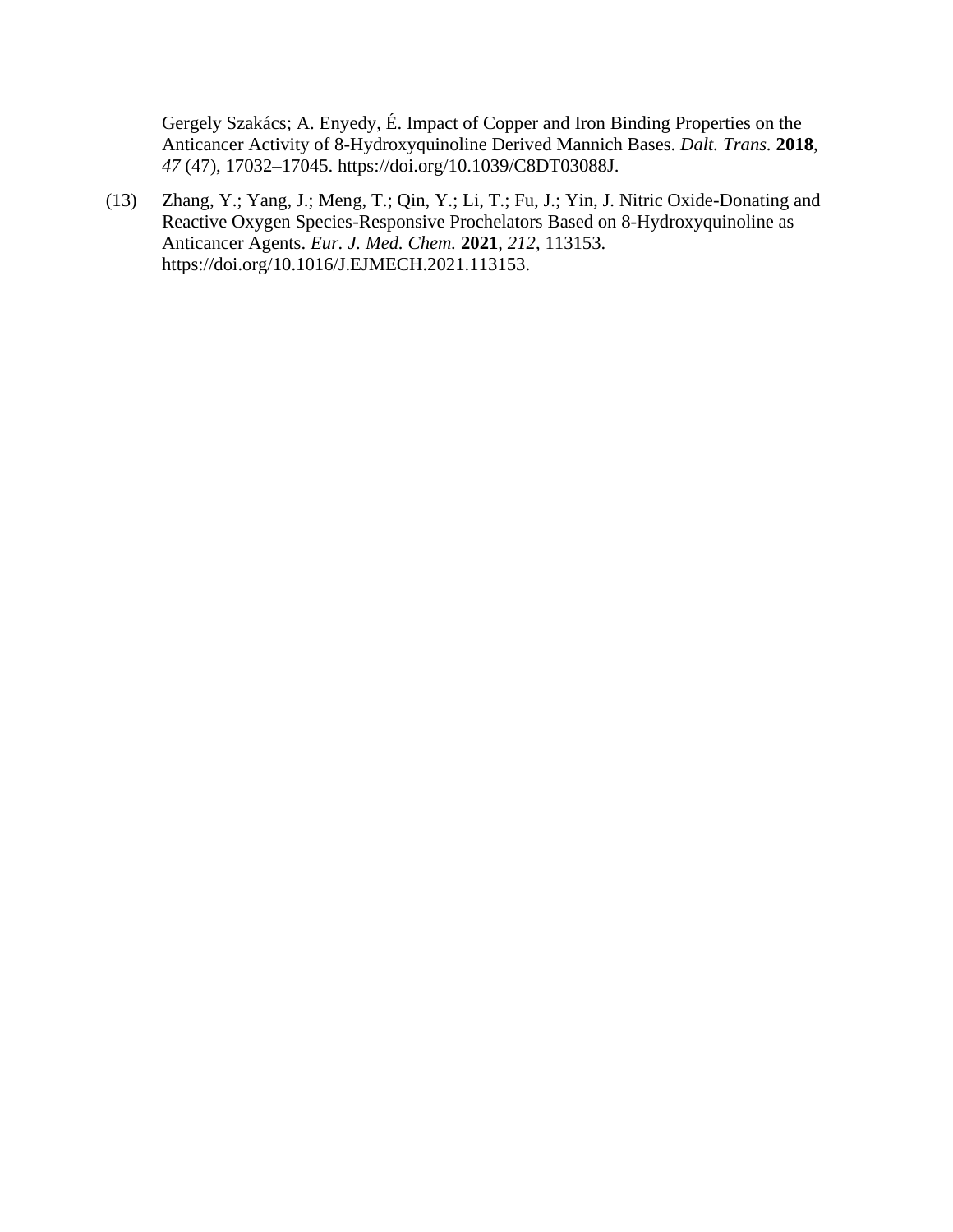Gergely Szakács; A. Enyedy, É. Impact of Copper and Iron Binding Properties on the Anticancer Activity of 8-Hydroxyquinoline Derived Mannich Bases. *Dalt. Trans.* **2018**, *47* (47), 17032–17045. https://doi.org/10.1039/C8DT03088J.

(13) Zhang, Y.; Yang, J.; Meng, T.; Qin, Y.; Li, T.; Fu, J.; Yin, J. Nitric Oxide-Donating and Reactive Oxygen Species-Responsive Prochelators Based on 8-Hydroxyquinoline as Anticancer Agents. *Eur. J. Med. Chem.* **2021**, *212*, 113153. https://doi.org/10.1016/J.EJMECH.2021.113153.